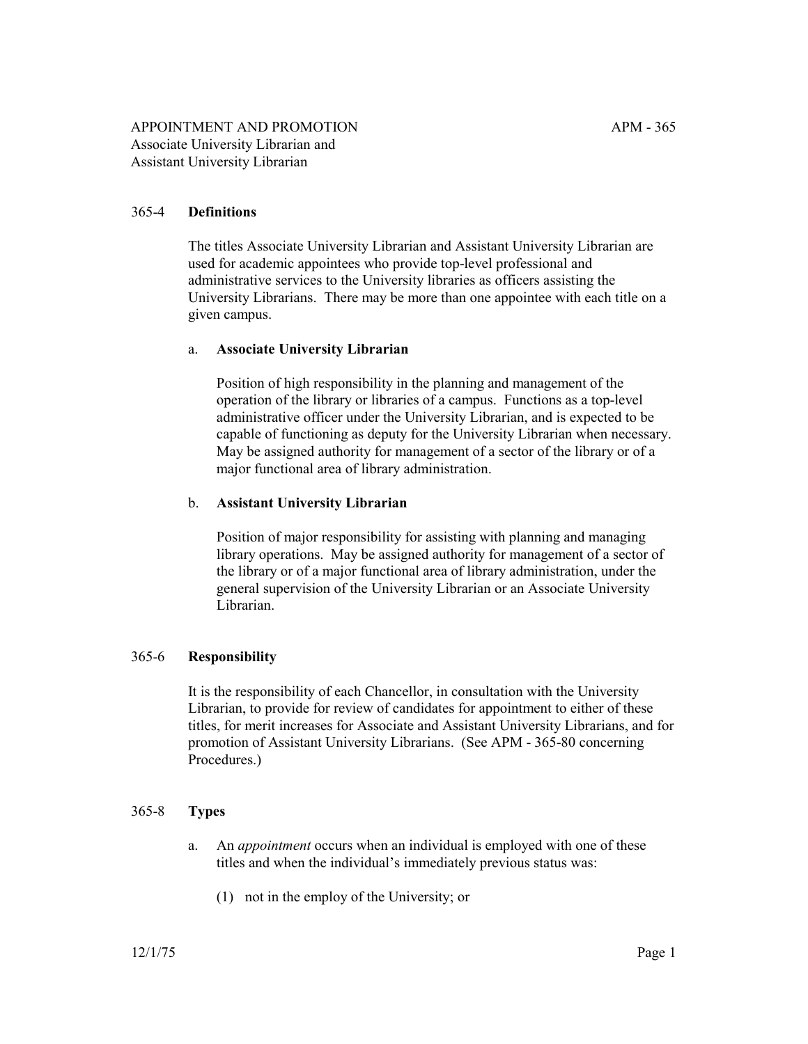APPOINTMENT AND PROMOTION
Associate University Librarian and
Assistant University Librarian

## 365-4 Definitions

The titles Associate University Librarian and Assistant University Librarian are used for academic appointees who provide top-level professional and administrative services to the University libraries as officers assisting the University Librarians. There may be more than one appointee with each title on a given campus.

a. **Associate University Librarian**

Position of high responsibility in the planning and management of the operation of the library or libraries of a campus. Functions as a top-level administrative officer under the University Librarian, and is expected to be capable of functioning as deputy for the University Librarian when necessary. May be assigned authority for management of a sector of the library or of a major functional area of library administration.

b. **Assistant University Librarian**

Position of major responsibility for assisting with planning and managing library operations. May be assigned authority for management of a sector of the library or of a major functional area of library administration, under the general supervision of the University Librarian or an Associate University Librarian.

## 365-6 Responsibility

It is the responsibility of each Chancellor, in consultation with the University Librarian, to provide for review of candidates for appointment to either of these titles, for merit increases for Associate and Assistant University Librarians, and for promotion of Assistant University Librarians. (See APM - 365-80 concerning Procedures.)

## 365-8 Types

a. An *appointment* occurs when an individual is employed with one of these titles and when the individual's immediately previous status was:

(1) not in the employ of the University; or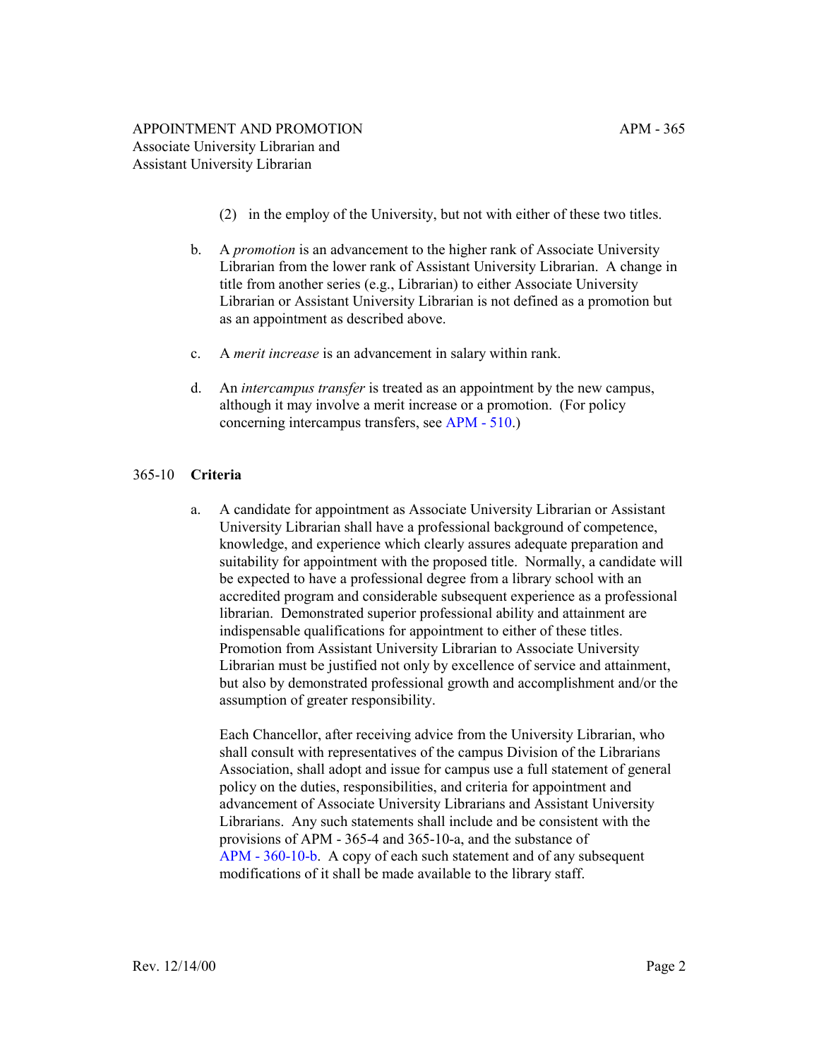(2) in the employ of the University, but not with either of these two titles.

b. A *promotion* is an advancement to the higher rank of Associate University Librarian from the lower rank of Assistant University Librarian. A change in title from another series (e.g., Librarian) to either Associate University Librarian or Assistant University Librarian is not defined as a promotion but as an appointment as described above.

c. A *merit increase* is an advancement in salary within rank.

d. An *intercampus transfer* is treated as an appointment by the new campus, although it may involve a merit increase or a promotion. (For policy concerning intercampus transfers, see APM - 510.)

## 365-10 **Criteria**

a. A candidate for appointment as Associate University Librarian or Assistant University Librarian shall have a professional background of competence, knowledge, and experience which clearly assures adequate preparation and suitability for appointment with the proposed title. Normally, a candidate will be expected to have a professional degree from a library school with an accredited program and considerable subsequent experience as a professional librarian. Demonstrated superior professional ability and attainment are indispensable qualifications for appointment to either of these titles. Promotion from Assistant University Librarian to Associate University Librarian must be justified not only by excellence of service and attainment, but also by demonstrated professional growth and accomplishment and/or the assumption of greater responsibility.

Each Chancellor, after receiving advice from the University Librarian, who shall consult with representatives of the campus Division of the Librarians Association, shall adopt and issue for campus use a full statement of general policy on the duties, responsibilities, and criteria for appointment and advancement of Associate University Librarians and Assistant University Librarians. Any such statements shall include and be consistent with the provisions of APM - 365-4 and 365-10-a, and the substance of APM - 360-10-b. A copy of each such statement and of any subsequent modifications of it shall be made available to the library staff.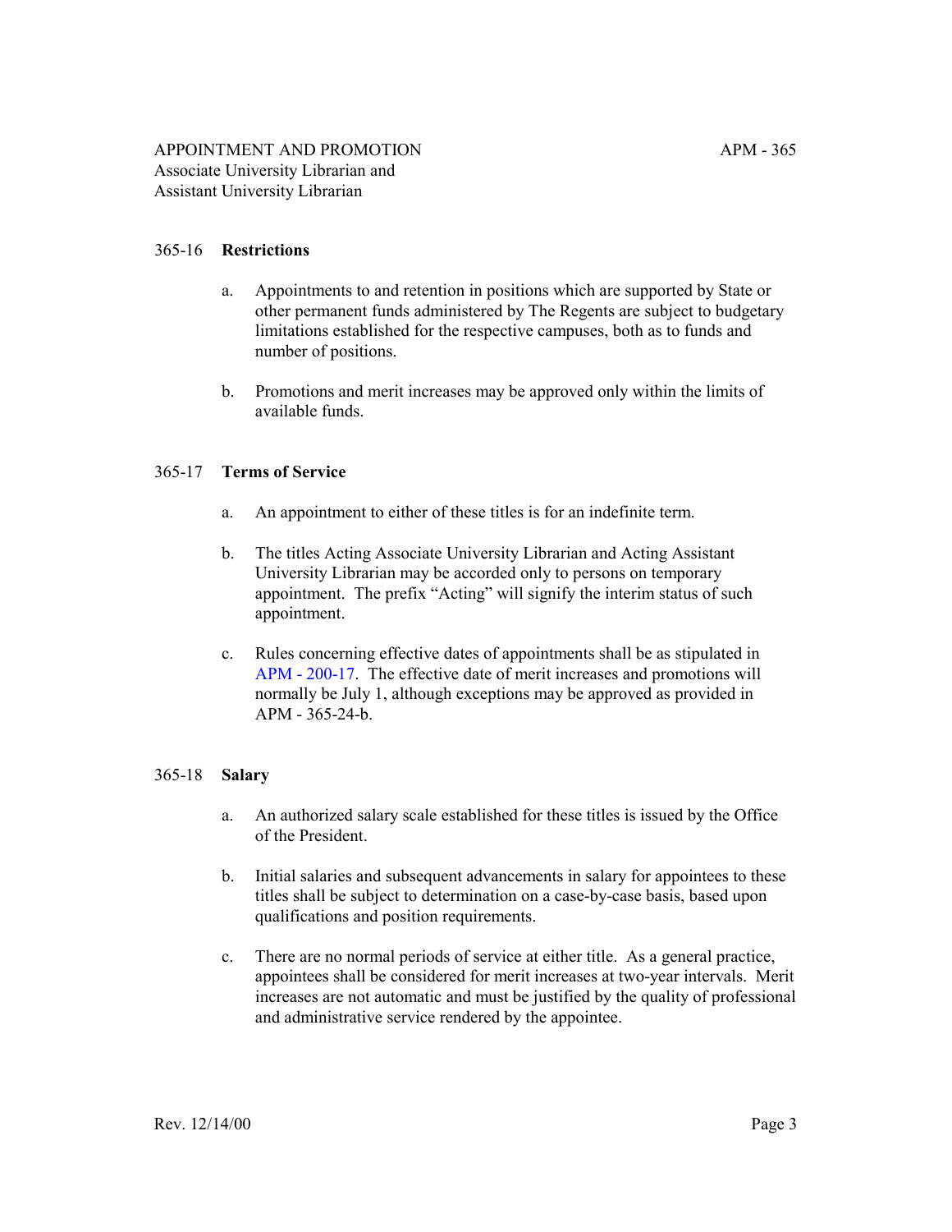## 365-16 **Restrictions**

a. Appointments to and retention in positions which are supported by State or other permanent funds administered by The Regents are subject to budgetary limitations established for the respective campuses, both as to funds and number of positions.

b. Promotions and merit increases may be approved only within the limits of available funds.

## 365-17 **Terms of Service**

a. An appointment to either of these titles is for an indefinite term.

b. The titles Acting Associate University Librarian and Acting Assistant University Librarian may be accorded only to persons on temporary appointment. The prefix "Acting" will signify the interim status of such appointment.

c. Rules concerning effective dates of appointments shall be as stipulated in APM - 200-17. The effective date of merit increases and promotions will normally be July 1, although exceptions may be approved as provided in APM - 365-24-b.

## 365-18 **Salary**

a. An authorized salary scale established for these titles is issued by the Office of the President.

b. Initial salaries and subsequent advancements in salary for appointees to these titles shall be subject to determination on a case-by-case basis, based upon qualifications and position requirements.

c. There are no normal periods of service at either title. As a general practice, appointees shall be considered for merit increases at two-year intervals. Merit increases are not automatic and must be justified by the quality of professional and administrative service rendered by the appointee.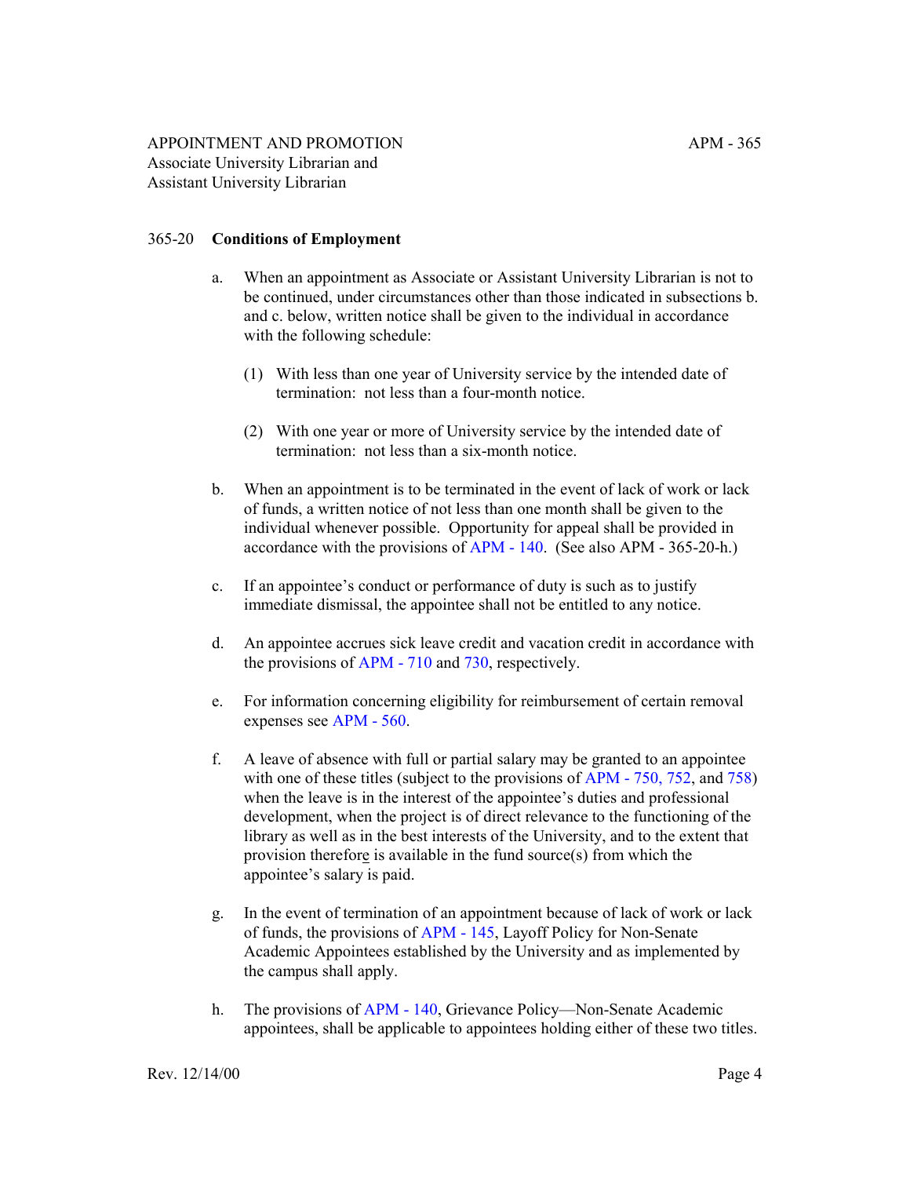### 365-20 **Conditions of Employment**

a. When an appointment as Associate or Assistant University Librarian is not to be continued, under circumstances other than those indicated in subsections b. and c. below, written notice shall be given to the individual in accordance with the following schedule:

   (1) With less than one year of University service by the intended date of termination: not less than a four-month notice.

   (2) With one year or more of University service by the intended date of termination: not less than a six-month notice.

b. When an appointment is to be terminated in the event of lack of work or lack of funds, a written notice of not less than one month shall be given to the individual whenever possible. Opportunity for appeal shall be provided in accordance with the provisions of APM - 140. (See also APM - 365-20-h.)

c. If an appointee's conduct or performance of duty is such as to justify immediate dismissal, the appointee shall not be entitled to any notice.

d. An appointee accrues sick leave credit and vacation credit in accordance with the provisions of APM - 710 and 730, respectively.

e. For information concerning eligibility for reimbursement of certain removal expenses see APM - 560.

f. A leave of absence with full or partial salary may be granted to an appointee with one of these titles (subject to the provisions of APM - 750, 752, and 758) when the leave is in the interest of the appointee's duties and professional development, when the project is of direct relevance to the functioning of the library as well as in the best interests of the University, and to the extent that provision therefore is available in the fund source(s) from which the appointee's salary is paid.

g. In the event of termination of an appointment because of lack of work or lack of funds, the provisions of APM - 145, Layoff Policy for Non-Senate Academic Appointees established by the University and as implemented by the campus shall apply.

h. The provisions of APM - 140, Grievance Policy—Non-Senate Academic appointees, shall be applicable to appointees holding either of these two titles.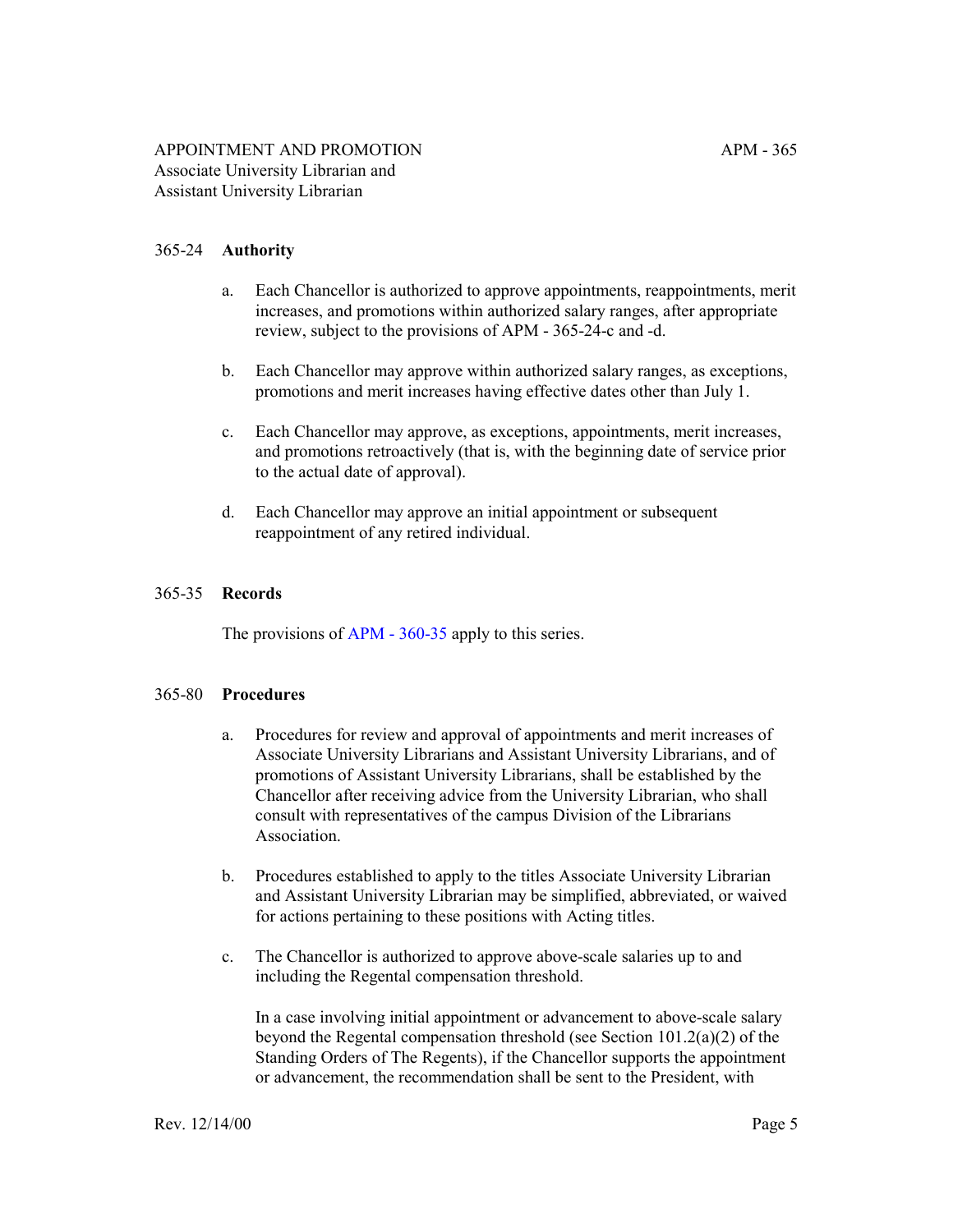## 365-24 **Authority**

a. Each Chancellor is authorized to approve appointments, reappointments, merit increases, and promotions within authorized salary ranges, after appropriate review, subject to the provisions of APM - 365-24-c and -d.

b. Each Chancellor may approve within authorized salary ranges, as exceptions, promotions and merit increases having effective dates other than July 1.

c. Each Chancellor may approve, as exceptions, appointments, merit increases, and promotions retroactively (that is, with the beginning date of service prior to the actual date of approval).

d. Each Chancellor may approve an initial appointment or subsequent reappointment of any retired individual.

## 365-35 **Records**

The provisions of APM - 360-35 apply to this series.

## 365-80 **Procedures**

a. Procedures for review and approval of appointments and merit increases of Associate University Librarians and Assistant University Librarians, and of promotions of Assistant University Librarians, shall be established by the Chancellor after receiving advice from the University Librarian, who shall consult with representatives of the campus Division of the Librarians Association.

b. Procedures established to apply to the titles Associate University Librarian and Assistant University Librarian may be simplified, abbreviated, or waived for actions pertaining to these positions with Acting titles.

c. The Chancellor is authorized to approve above-scale salaries up to and including the Regental compensation threshold.

   In a case involving initial appointment or advancement to above-scale salary beyond the Regental compensation threshold (see Section 101.2(a)(2) of the Standing Orders of The Regents), if the Chancellor supports the appointment or advancement, the recommendation shall be sent to the President, with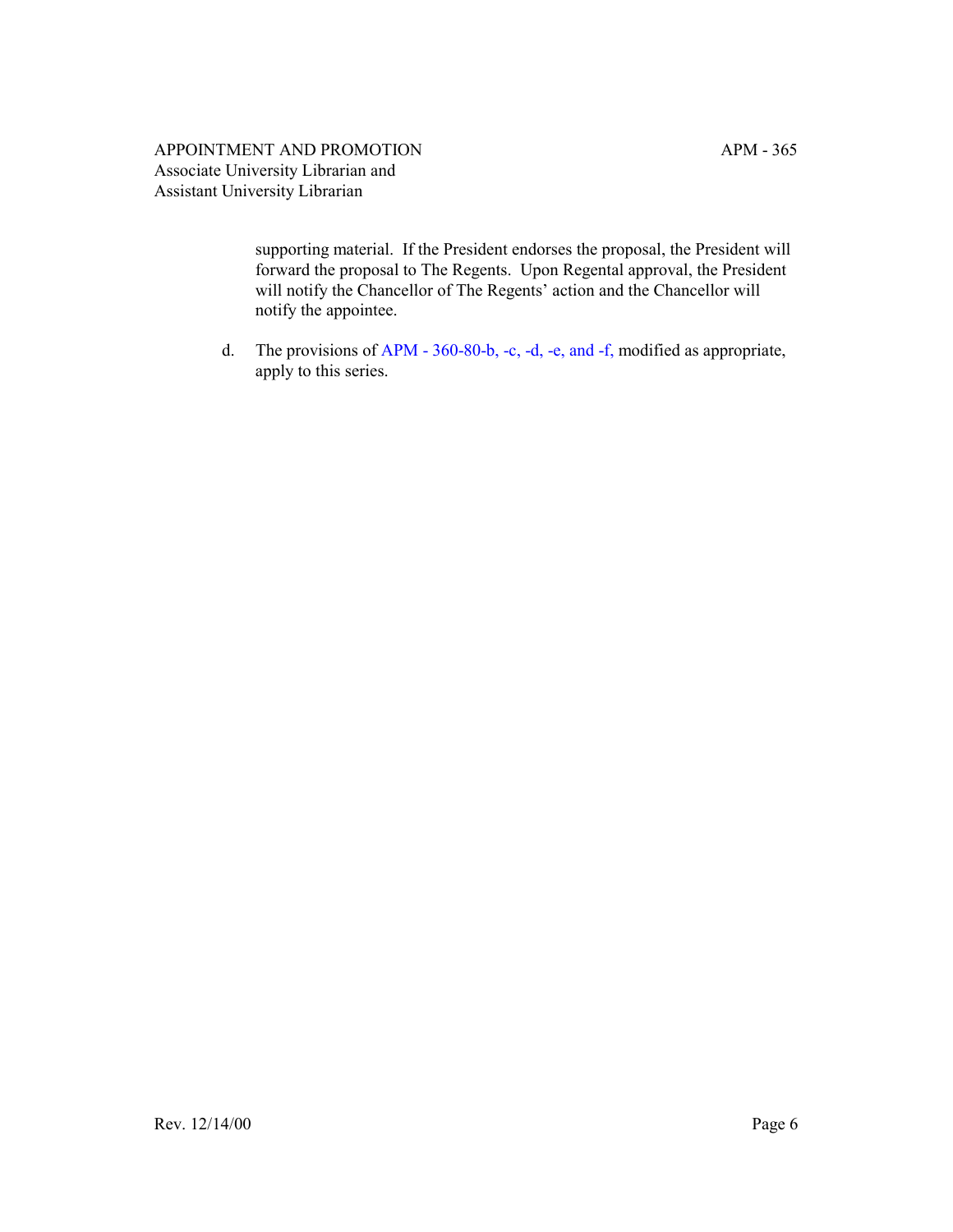supporting material. If the President endorses the proposal, the President will forward the proposal to The Regents. Upon Regental approval, the President will notify the Chancellor of The Regents' action and the Chancellor will notify the appointee.

d. The provisions of APM - 360-80-b, -c, -d, -e, and -f, modified as appropriate, apply to this series.